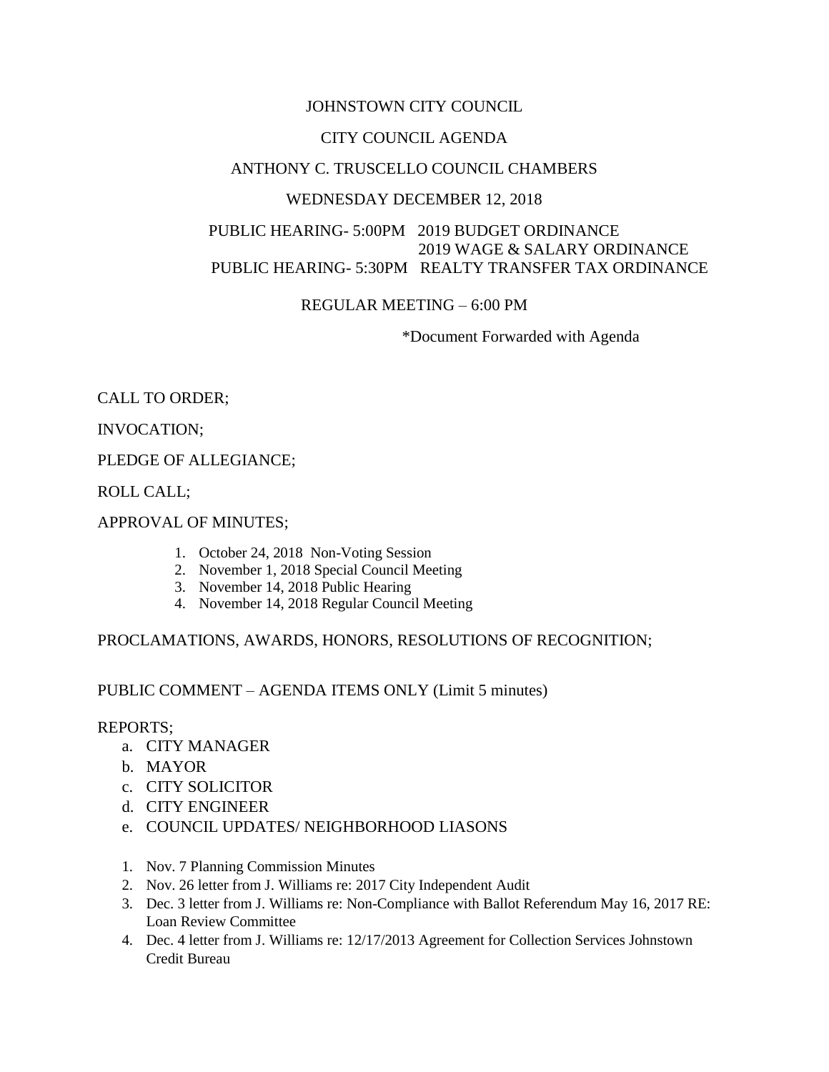JOHNSTOWN CITY COUNCIL

CITY COUNCIL AGENDA

ANTHONY C. TRUSCELLO COUNCIL CHAMBERS

WEDNESDAY DECEMBER 12, 2018

PUBLIC HEARING- 5:00PM 2019 BUDGET ORDINANCE
2019 WAGE & SALARY ORDINANCE
PUBLIC HEARING- 5:30PM REALTY TRANSFER TAX ORDINANCE

REGULAR MEETING – 6:00 PM

*Document Forwarded with Agenda

CALL TO ORDER;

INVOCATION;

PLEDGE OF ALLEGIANCE;

ROLL CALL;

APPROVAL OF MINUTES;

1. October 24, 2018 Non-Voting Session
2. November 1, 2018 Special Council Meeting
3. November 14, 2018 Public Hearing
4. November 14, 2018 Regular Council Meeting

PROCLAMATIONS, AWARDS, HONORS, RESOLUTIONS OF RECOGNITION;

PUBLIC COMMENT – AGENDA ITEMS ONLY (Limit 5 minutes)

REPORTS;

a. CITY MANAGER
b. MAYOR
c. CITY SOLICITOR
d. CITY ENGINEER
e. COUNCIL UPDATES/ NEIGHBORHOOD LIASONS

1. Nov. 7 Planning Commission Minutes
2. Nov. 26 letter from J. Williams re: 2017 City Independent Audit
3. Dec. 3 letter from J. Williams re: Non-Compliance with Ballot Referendum May 16, 2017 RE: Loan Review Committee
4. Dec. 4 letter from J. Williams re: 12/17/2013 Agreement for Collection Services Johnstown Credit Bureau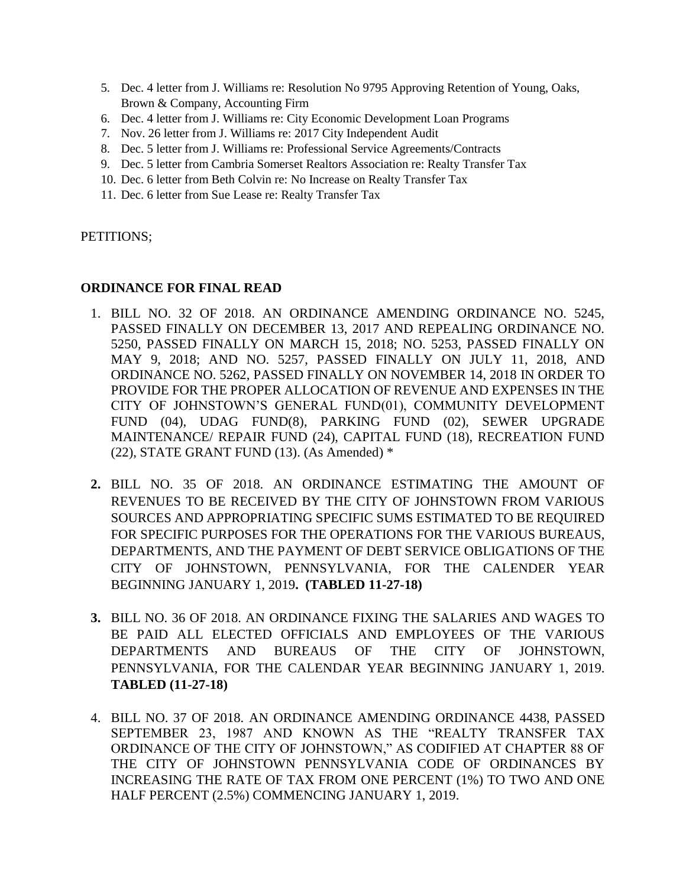5. Dec. 4 letter from J. Williams re: Resolution No 9795 Approving Retention of Young, Oaks, Brown & Company, Accounting Firm
6. Dec. 4 letter from J. Williams re: City Economic Development Loan Programs
7. Nov. 26 letter from J. Williams re: 2017 City Independent Audit
8. Dec. 5 letter from J. Williams re: Professional Service Agreements/Contracts
9. Dec. 5 letter from Cambria Somerset Realtors Association re: Realty Transfer Tax
10. Dec. 6 letter from Beth Colvin re: No Increase on Realty Transfer Tax
11. Dec. 6 letter from Sue Lease re: Realty Transfer Tax

PETITIONS;

**ORDINANCE FOR FINAL READ**

1. BILL NO. 32 OF 2018. AN ORDINANCE AMENDING ORDINANCE NO. 5245, PASSED FINALLY ON DECEMBER 13, 2017 AND REPEALING ORDINANCE NO. 5250, PASSED FINALLY ON MARCH 15, 2018; NO. 5253, PASSED FINALLY ON MAY 9, 2018; AND NO. 5257, PASSED FINALLY ON JULY 11, 2018, AND ORDINANCE NO. 5262, PASSED FINALLY ON NOVEMBER 14, 2018 IN ORDER TO PROVIDE FOR THE PROPER ALLOCATION OF REVENUE AND EXPENSES IN THE CITY OF JOHNSTOWN'S GENERAL FUND(01), COMMUNITY DEVELOPMENT FUND (04), UDAG FUND(8), PARKING FUND (02), SEWER UPGRADE MAINTENANCE/ REPAIR FUND (24), CAPITAL FUND (18), RECREATION FUND (22), STATE GRANT FUND (13). (As Amended) *

2. BILL NO. 35 OF 2018. AN ORDINANCE ESTIMATING THE AMOUNT OF REVENUES TO BE RECEIVED BY THE CITY OF JOHNSTOWN FROM VARIOUS SOURCES AND APPROPRIATING SPECIFIC SUMS ESTIMATED TO BE REQUIRED FOR SPECIFIC PURPOSES FOR THE OPERATIONS FOR THE VARIOUS BUREAUS, DEPARTMENTS, AND THE PAYMENT OF DEBT SERVICE OBLIGATIONS OF THE CITY OF JOHNSTOWN, PENNSYLVANIA, FOR THE CALENDER YEAR BEGINNING JANUARY 1, 2019**. (TABLED 11-27-18)**

3. BILL NO. 36 OF 2018. AN ORDINANCE FIXING THE SALARIES AND WAGES TO BE PAID ALL ELECTED OFFICIALS AND EMPLOYEES OF THE VARIOUS DEPARTMENTS AND BUREAUS OF THE CITY OF JOHNSTOWN, PENNSYLVANIA, FOR THE CALENDAR YEAR BEGINNING JANUARY 1, 2019. **TABLED (11-27-18)**

4. BILL NO. 37 OF 2018. AN ORDINANCE AMENDING ORDINANCE 4438, PASSED SEPTEMBER 23, 1987 AND KNOWN AS THE "REALTY TRANSFER TAX ORDINANCE OF THE CITY OF JOHNSTOWN," AS CODIFIED AT CHAPTER 88 OF THE CITY OF JOHNSTOWN PENNSYLVANIA CODE OF ORDINANCES BY INCREASING THE RATE OF TAX FROM ONE PERCENT (1%) TO TWO AND ONE HALF PERCENT (2.5%) COMMENCING JANUARY 1, 2019.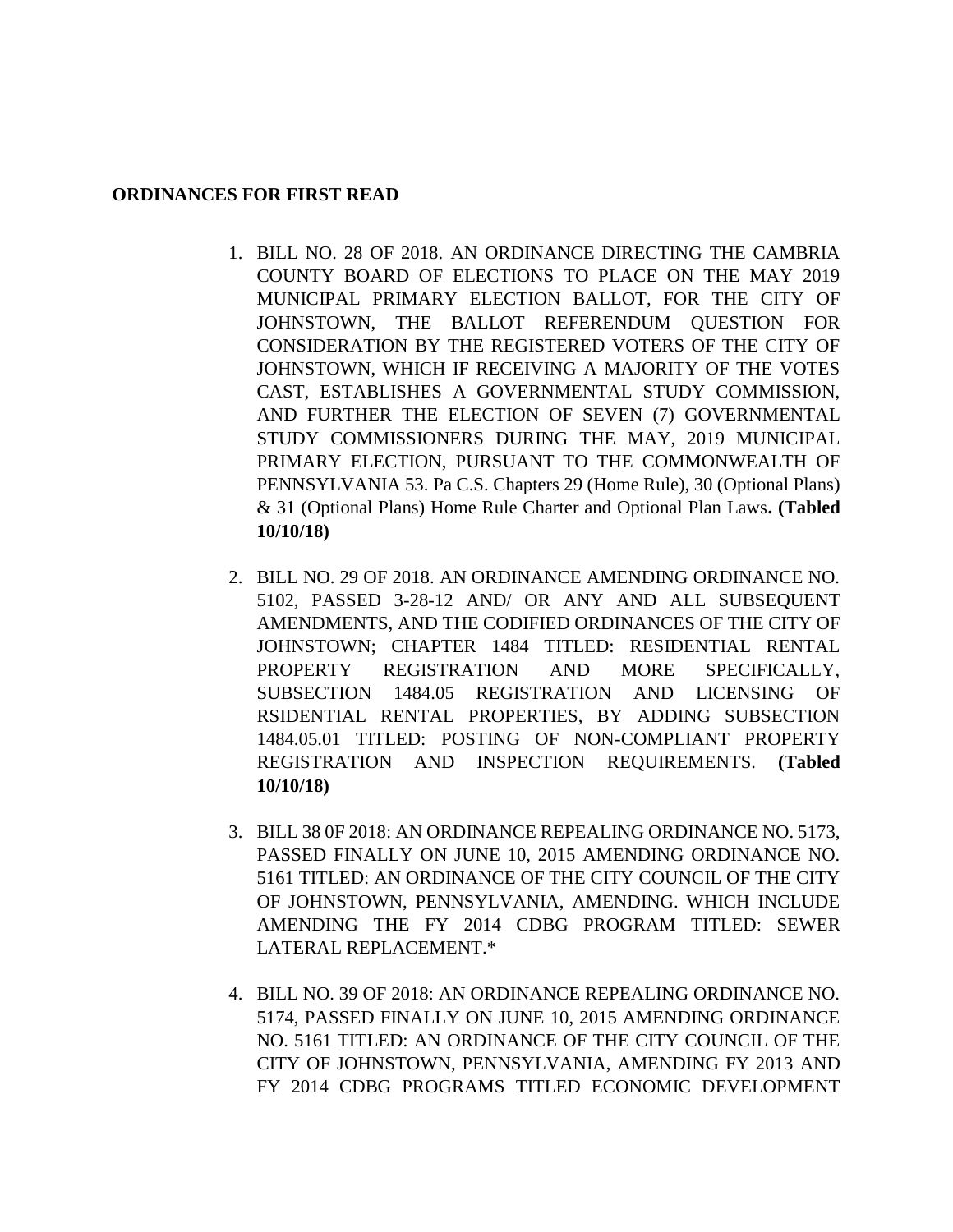**ORDINANCES FOR FIRST READ**

1. BILL NO. 28 OF 2018. AN ORDINANCE DIRECTING THE CAMBRIA COUNTY BOARD OF ELECTIONS TO PLACE ON THE MAY 2019 MUNICIPAL PRIMARY ELECTION BALLOT, FOR THE CITY OF JOHNSTOWN, THE BALLOT REFERENDUM QUESTION FOR CONSIDERATION BY THE REGISTERED VOTERS OF THE CITY OF JOHNSTOWN, WHICH IF RECEIVING A MAJORITY OF THE VOTES CAST, ESTABLISHES A GOVERNMENTAL STUDY COMMISSION, AND FURTHER THE ELECTION OF SEVEN (7) GOVERNMENTAL STUDY COMMISSIONERS DURING THE MAY, 2019 MUNICIPAL PRIMARY ELECTION, PURSUANT TO THE COMMONWEALTH OF PENNSYLVANIA 53. Pa C.S. Chapters 29 (Home Rule), 30 (Optional Plans) & 31 (Optional Plans) Home Rule Charter and Optional Plan Laws**. (Tabled 10/10/18)**

2. BILL NO. 29 OF 2018. AN ORDINANCE AMENDING ORDINANCE NO. 5102, PASSED 3-28-12 AND/ OR ANY AND ALL SUBSEQUENT AMENDMENTS, AND THE CODIFIED ORDINANCES OF THE CITY OF JOHNSTOWN; CHAPTER 1484 TITLED: RESIDENTIAL RENTAL PROPERTY REGISTRATION AND MORE SPECIFICALLY, SUBSECTION 1484.05 REGISTRATION AND LICENSING OF RSIDENTIAL RENTAL PROPERTIES, BY ADDING SUBSECTION 1484.05.01 TITLED: POSTING OF NON-COMPLIANT PROPERTY REGISTRATION AND INSPECTION REQUIREMENTS. **(Tabled 10/10/18)**

3. BILL 38 0F 2018: AN ORDINANCE REPEALING ORDINANCE NO. 5173, PASSED FINALLY ON JUNE 10, 2015 AMENDING ORDINANCE NO. 5161 TITLED: AN ORDINANCE OF THE CITY COUNCIL OF THE CITY OF JOHNSTOWN, PENNSYLVANIA, AMENDING. WHICH INCLUDE AMENDING THE FY 2014 CDBG PROGRAM TITLED: SEWER LATERAL REPLACEMENT.*

4. BILL NO. 39 OF 2018: AN ORDINANCE REPEALING ORDINANCE NO. 5174, PASSED FINALLY ON JUNE 10, 2015 AMENDING ORDINANCE NO. 5161 TITLED: AN ORDINANCE OF THE CITY COUNCIL OF THE CITY OF JOHNSTOWN, PENNSYLVANIA, AMENDING FY 2013 AND FY 2014 CDBG PROGRAMS TITLED ECONOMIC DEVELOPMENT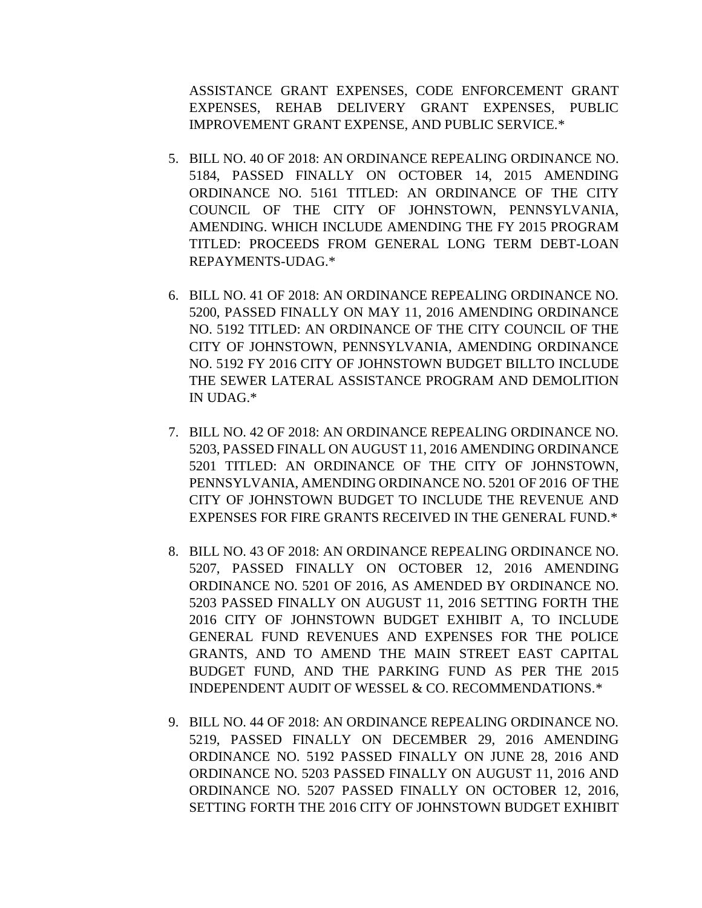ASSISTANCE GRANT EXPENSES, CODE ENFORCEMENT GRANT EXPENSES, REHAB DELIVERY GRANT EXPENSES, PUBLIC IMPROVEMENT GRANT EXPENSE, AND PUBLIC SERVICE.*

5. BILL NO. 40 OF 2018: AN ORDINANCE REPEALING ORDINANCE NO. 5184, PASSED FINALLY ON OCTOBER 14, 2015 AMENDING ORDINANCE NO. 5161 TITLED: AN ORDINANCE OF THE CITY COUNCIL OF THE CITY OF JOHNSTOWN, PENNSYLVANIA, AMENDING. WHICH INCLUDE AMENDING THE FY 2015 PROGRAM TITLED: PROCEEDS FROM GENERAL LONG TERM DEBT-LOAN REPAYMENTS-UDAG.*

6. BILL NO. 41 OF 2018: AN ORDINANCE REPEALING ORDINANCE NO. 5200, PASSED FINALLY ON MAY 11, 2016 AMENDING ORDINANCE NO. 5192 TITLED: AN ORDINANCE OF THE CITY COUNCIL OF THE CITY OF JOHNSTOWN, PENNSYLVANIA, AMENDING ORDINANCE NO. 5192 FY 2016 CITY OF JOHNSTOWN BUDGET BILLTO INCLUDE THE SEWER LATERAL ASSISTANCE PROGRAM AND DEMOLITION IN UDAG.*

7. BILL NO. 42 OF 2018: AN ORDINANCE REPEALING ORDINANCE NO. 5203, PASSED FINALL ON AUGUST 11, 2016 AMENDING ORDINANCE 5201 TITLED: AN ORDINANCE OF THE CITY OF JOHNSTOWN, PENNSYLVANIA, AMENDING ORDINANCE NO. 5201 OF 2016 OF THE CITY OF JOHNSTOWN BUDGET TO INCLUDE THE REVENUE AND EXPENSES FOR FIRE GRANTS RECEIVED IN THE GENERAL FUND.*

8. BILL NO. 43 OF 2018: AN ORDINANCE REPEALING ORDINANCE NO. 5207, PASSED FINALLY ON OCTOBER 12, 2016 AMENDING ORDINANCE NO. 5201 OF 2016, AS AMENDED BY ORDINANCE NO. 5203 PASSED FINALLY ON AUGUST 11, 2016 SETTING FORTH THE 2016 CITY OF JOHNSTOWN BUDGET EXHIBIT A, TO INCLUDE GENERAL FUND REVENUES AND EXPENSES FOR THE POLICE GRANTS, AND TO AMEND THE MAIN STREET EAST CAPITAL BUDGET FUND, AND THE PARKING FUND AS PER THE 2015 INDEPENDENT AUDIT OF WESSEL & CO. RECOMMENDATIONS.*

9. BILL NO. 44 OF 2018: AN ORDINANCE REPEALING ORDINANCE NO. 5219, PASSED FINALLY ON DECEMBER 29, 2016 AMENDING ORDINANCE NO. 5192 PASSED FINALLY ON JUNE 28, 2016 AND ORDINANCE NO. 5203 PASSED FINALLY ON AUGUST 11, 2016 AND ORDINANCE NO. 5207 PASSED FINALLY ON OCTOBER 12, 2016, SETTING FORTH THE 2016 CITY OF JOHNSTOWN BUDGET EXHIBIT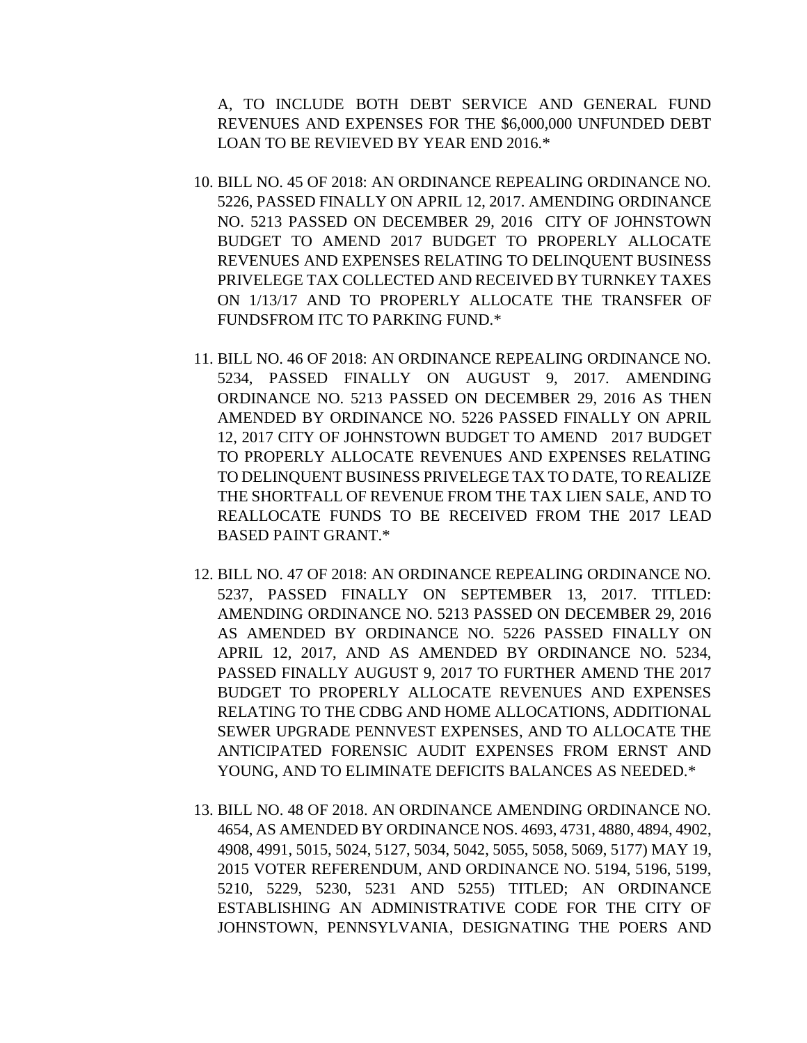A, TO INCLUDE BOTH DEBT SERVICE AND GENERAL FUND REVENUES AND EXPENSES FOR THE $6,000,000 UNFUNDED DEBT LOAN TO BE REVIEVED BY YEAR END 2016.*

10. BILL NO. 45 OF 2018: AN ORDINANCE REPEALING ORDINANCE NO. 5226, PASSED FINALLY ON APRIL 12, 2017. AMENDING ORDINANCE NO. 5213 PASSED ON DECEMBER 29, 2016 CITY OF JOHNSTOWN BUDGET TO AMEND 2017 BUDGET TO PROPERLY ALLOCATE REVENUES AND EXPENSES RELATING TO DELINQUENT BUSINESS PRIVELEGE TAX COLLECTED AND RECEIVED BY TURNKEY TAXES ON 1/13/17 AND TO PROPERLY ALLOCATE THE TRANSFER OF FUNDSFROM ITC TO PARKING FUND.*

11. BILL NO. 46 OF 2018: AN ORDINANCE REPEALING ORDINANCE NO. 5234, PASSED FINALLY ON AUGUST 9, 2017. AMENDING ORDINANCE NO. 5213 PASSED ON DECEMBER 29, 2016 AS THEN AMENDED BY ORDINANCE NO. 5226 PASSED FINALLY ON APRIL 12, 2017 CITY OF JOHNSTOWN BUDGET TO AMEND 2017 BUDGET TO PROPERLY ALLOCATE REVENUES AND EXPENSES RELATING TO DELINQUENT BUSINESS PRIVELEGE TAX TO DATE, TO REALIZE THE SHORTFALL OF REVENUE FROM THE TAX LIEN SALE, AND TO REALLOCATE FUNDS TO BE RECEIVED FROM THE 2017 LEAD BASED PAINT GRANT.*

12. BILL NO. 47 OF 2018: AN ORDINANCE REPEALING ORDINANCE NO. 5237, PASSED FINALLY ON SEPTEMBER 13, 2017. TITLED: AMENDING ORDINANCE NO. 5213 PASSED ON DECEMBER 29, 2016 AS AMENDED BY ORDINANCE NO. 5226 PASSED FINALLY ON APRIL 12, 2017, AND AS AMENDED BY ORDINANCE NO. 5234, PASSED FINALLY AUGUST 9, 2017 TO FURTHER AMEND THE 2017 BUDGET TO PROPERLY ALLOCATE REVENUES AND EXPENSES RELATING TO THE CDBG AND HOME ALLOCATIONS, ADDITIONAL SEWER UPGRADE PENNVEST EXPENSES, AND TO ALLOCATE THE ANTICIPATED FORENSIC AUDIT EXPENSES FROM ERNST AND YOUNG, AND TO ELIMINATE DEFICITS BALANCES AS NEEDED.*

13. BILL NO. 48 OF 2018. AN ORDINANCE AMENDING ORDINANCE NO. 4654, AS AMENDED BY ORDINANCE NOS. 4693, 4731, 4880, 4894, 4902, 4908, 4991, 5015, 5024, 5127, 5034, 5042, 5055, 5058, 5069, 5177) MAY 19, 2015 VOTER REFERENDUM, AND ORDINANCE NO. 5194, 5196, 5199, 5210, 5229, 5230, 5231 AND 5255) TITLED; AN ORDINANCE ESTABLISHING AN ADMINISTRATIVE CODE FOR THE CITY OF JOHNSTOWN, PENNSYLVANIA, DESIGNATING THE POERS AND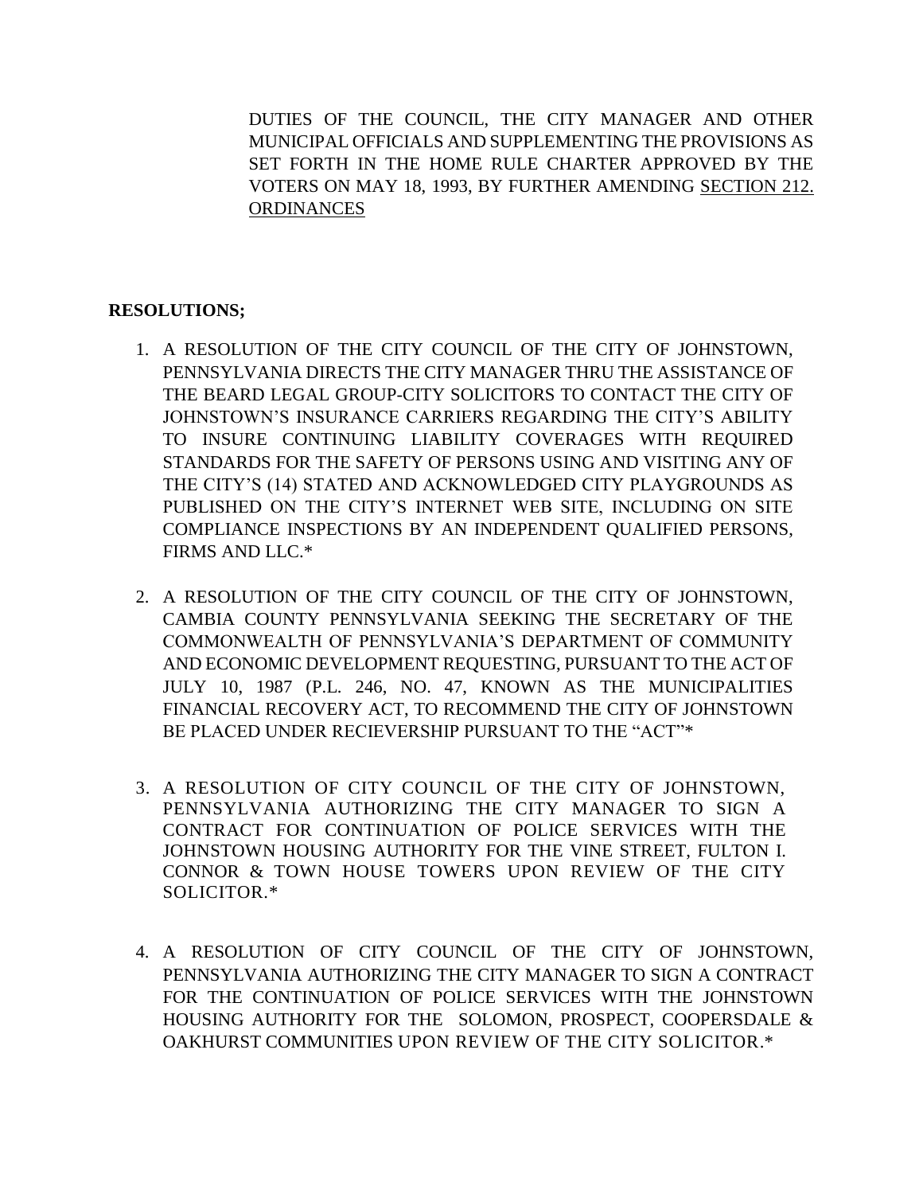DUTIES OF THE COUNCIL, THE CITY MANAGER AND OTHER MUNICIPAL OFFICIALS AND SUPPLEMENTING THE PROVISIONS AS SET FORTH IN THE HOME RULE CHARTER APPROVED BY THE VOTERS ON MAY 18, 1993, BY FURTHER AMENDING SECTION 212. ORDINANCES

**RESOLUTIONS;**

1. A RESOLUTION OF THE CITY COUNCIL OF THE CITY OF JOHNSTOWN, PENNSYLVANIA DIRECTS THE CITY MANAGER THRU THE ASSISTANCE OF THE BEARD LEGAL GROUP-CITY SOLICITORS TO CONTACT THE CITY OF JOHNSTOWN'S INSURANCE CARRIERS REGARDING THE CITY'S ABILITY TO INSURE CONTINUING LIABILITY COVERAGES WITH REQUIRED STANDARDS FOR THE SAFETY OF PERSONS USING AND VISITING ANY OF THE CITY'S (14) STATED AND ACKNOWLEDGED CITY PLAYGROUNDS AS PUBLISHED ON THE CITY'S INTERNET WEB SITE, INCLUDING ON SITE COMPLIANCE INSPECTIONS BY AN INDEPENDENT QUALIFIED PERSONS, FIRMS AND LLC.*

2. A RESOLUTION OF THE CITY COUNCIL OF THE CITY OF JOHNSTOWN, CAMBIA COUNTY PENNSYLVANIA SEEKING THE SECRETARY OF THE COMMONWEALTH OF PENNSYLVANIA'S DEPARTMENT OF COMMUNITY AND ECONOMIC DEVELOPMENT REQUESTING, PURSUANT TO THE ACT OF JULY 10, 1987 (P.L. 246, NO. 47, KNOWN AS THE MUNICIPALITIES FINANCIAL RECOVERY ACT, TO RECOMMEND THE CITY OF JOHNSTOWN BE PLACED UNDER RECIEVERSHIP PURSUANT TO THE "ACT"*

3. A RESOLUTION OF CITY COUNCIL OF THE CITY OF JOHNSTOWN, PENNSYLVANIA AUTHORIZING THE CITY MANAGER TO SIGN A CONTRACT FOR CONTINUATION OF POLICE SERVICES WITH THE JOHNSTOWN HOUSING AUTHORITY FOR THE VINE STREET, FULTON I. CONNOR & TOWN HOUSE TOWERS UPON REVIEW OF THE CITY SOLICITOR.*

4. A RESOLUTION OF CITY COUNCIL OF THE CITY OF JOHNSTOWN, PENNSYLVANIA AUTHORIZING THE CITY MANAGER TO SIGN A CONTRACT FOR THE CONTINUATION OF POLICE SERVICES WITH THE JOHNSTOWN HOUSING AUTHORITY FOR THE SOLOMON, PROSPECT, COOPERSDALE & OAKHURST COMMUNITIES UPON REVIEW OF THE CITY SOLICITOR.*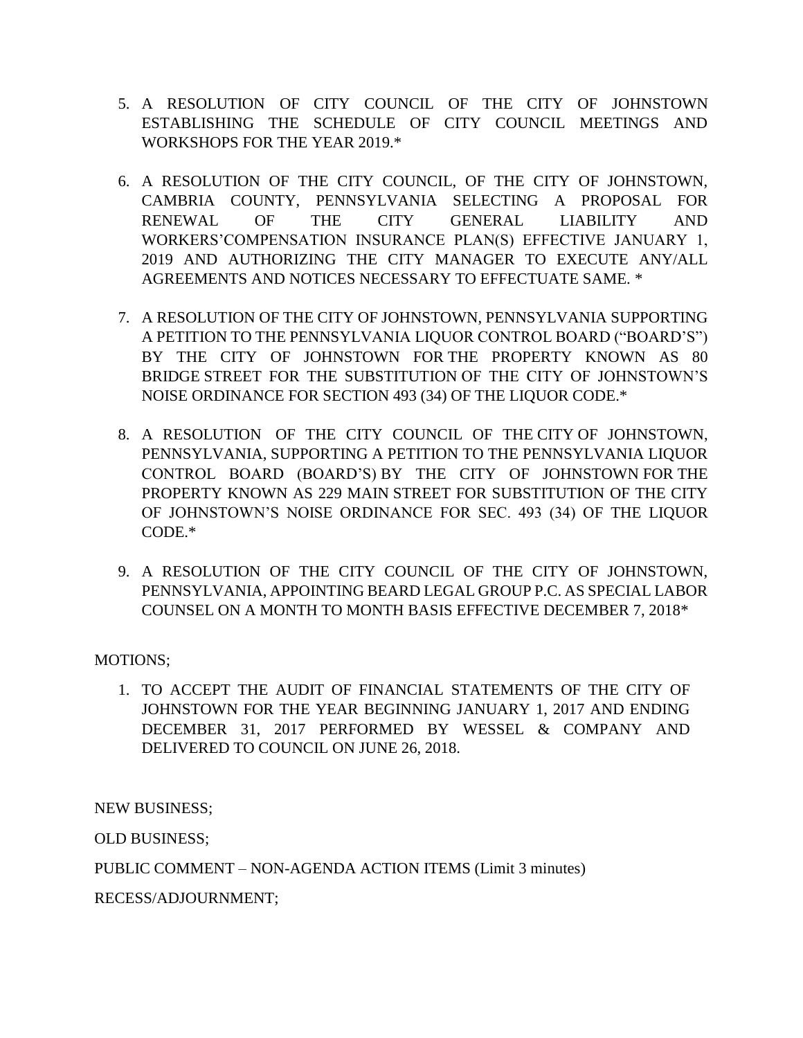5. A RESOLUTION OF CITY COUNCIL OF THE CITY OF JOHNSTOWN ESTABLISHING THE SCHEDULE OF CITY COUNCIL MEETINGS AND WORKSHOPS FOR THE YEAR 2019.*

6. A RESOLUTION OF THE CITY COUNCIL, OF THE CITY OF JOHNSTOWN, CAMBRIA COUNTY, PENNSYLVANIA SELECTING A PROPOSAL FOR RENEWAL OF THE CITY GENERAL LIABILITY AND WORKERS'COMPENSATION INSURANCE PLAN(S) EFFECTIVE JANUARY 1, 2019 AND AUTHORIZING THE CITY MANAGER TO EXECUTE ANY/ALL AGREEMENTS AND NOTICES NECESSARY TO EFFECTUATE SAME. *

7. A RESOLUTION OF THE CITY OF JOHNSTOWN, PENNSYLVANIA SUPPORTING A PETITION TO THE PENNSYLVANIA LIQUOR CONTROL BOARD ("BOARD'S") BY THE CITY OF JOHNSTOWN FOR THE PROPERTY KNOWN AS 80 BRIDGE STREET FOR THE SUBSTITUTION OF THE CITY OF JOHNSTOWN'S NOISE ORDINANCE FOR SECTION 493 (34) OF THE LIQUOR CODE.*

8. A RESOLUTION OF THE CITY COUNCIL OF THE CITY OF JOHNSTOWN, PENNSYLVANIA, SUPPORTING A PETITION TO THE PENNSYLVANIA LIQUOR CONTROL BOARD (BOARD'S) BY THE CITY OF JOHNSTOWN FOR THE PROPERTY KNOWN AS 229 MAIN STREET FOR SUBSTITUTION OF THE CITY OF JOHNSTOWN'S NOISE ORDINANCE FOR SEC. 493 (34) OF THE LIQUOR CODE.*

9. A RESOLUTION OF THE CITY COUNCIL OF THE CITY OF JOHNSTOWN, PENNSYLVANIA, APPOINTING BEARD LEGAL GROUP P.C. AS SPECIAL LABOR COUNSEL ON A MONTH TO MONTH BASIS EFFECTIVE DECEMBER 7, 2018*

MOTIONS;

1. TO ACCEPT THE AUDIT OF FINANCIAL STATEMENTS OF THE CITY OF JOHNSTOWN FOR THE YEAR BEGINNING JANUARY 1, 2017 AND ENDING DECEMBER 31, 2017 PERFORMED BY WESSEL & COMPANY AND DELIVERED TO COUNCIL ON JUNE 26, 2018.

NEW BUSINESS;

OLD BUSINESS;

PUBLIC COMMENT – NON-AGENDA ACTION ITEMS (Limit 3 minutes)

RECESS/ADJOURNMENT;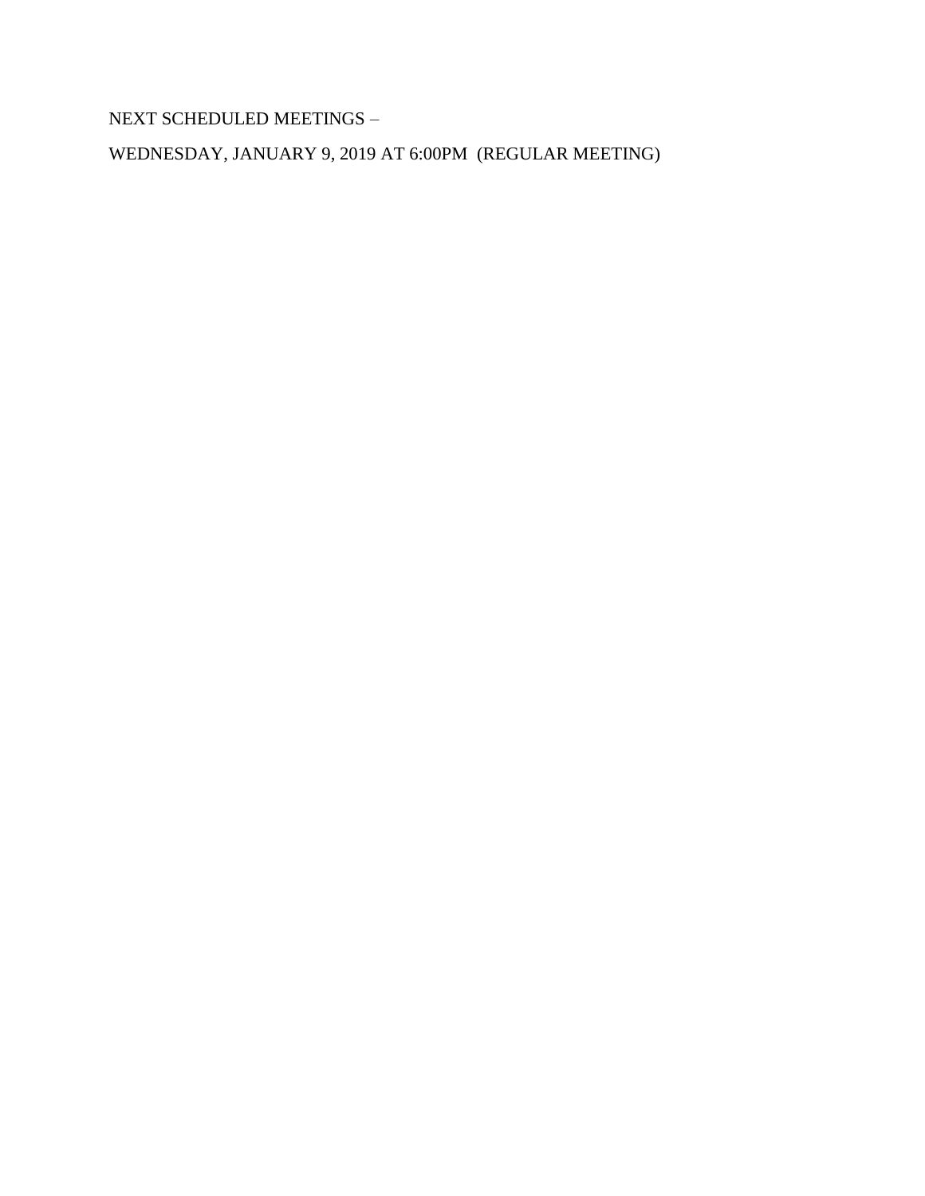NEXT SCHEDULED MEETINGS –

WEDNESDAY, JANUARY 9, 2019 AT 6:00PM (REGULAR MEETING)